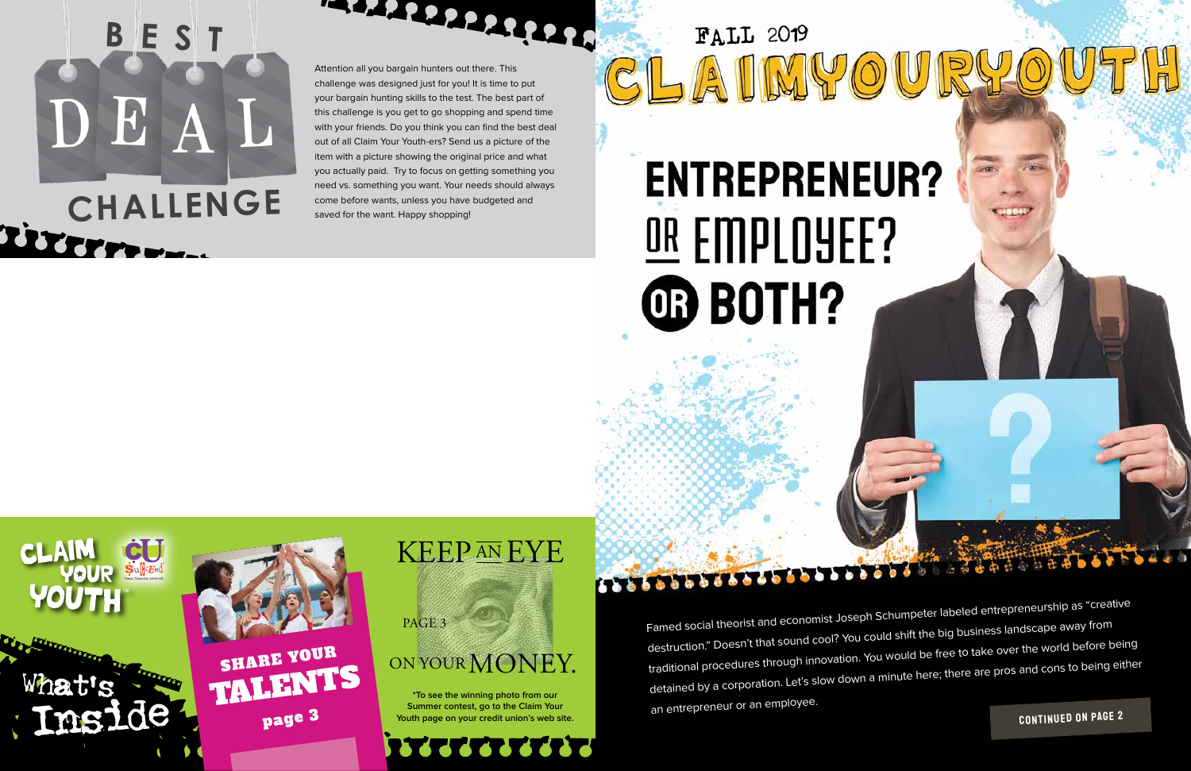# BEST DEAL CHALLENGE

Attention all you bargain hunters out there. This challenge was designed just for you! It is time to put your bargain hunting skills to the test. The best part of this challenge is you get to go shopping and spend time with your friends. Do you think you can find the best deal out of all Claim Your Youth-ers? Send us a picture of the item with a picture showing the original price and what you actually paid. Try to focus on getting something you need vs. something you want. Your needs should always come before wants, unless you have budgeted and saved for the want. Happy shopping!

# What's Inside

CLAIM YOUR YOUTH

**SHARE YOUR TALENTS** page 3

**KEEP AN EYE ON YOUR MONEY.** PAGE 3

*To see the winning photo from our Summer contest, go to the Claim Your Youth page on your credit union's web site.

FALL 2019

# CLAIM YOUR YOUTH

## ENTREPRENEUR? OR EMPLOYEE? OR BOTH?

Famed social theorist and economist Joseph Schumpeter labeled entrepreneurship as "creative destruction." Doesn't that sound cool? You could shift the big business landscape away from traditional procedures through innovation. You would be free to take over the world before being detained by a corporation. Let's slow down a minute here; there are pros and cons to being either an entrepreneur or an employee.

**CONTINUED ON PAGE 2**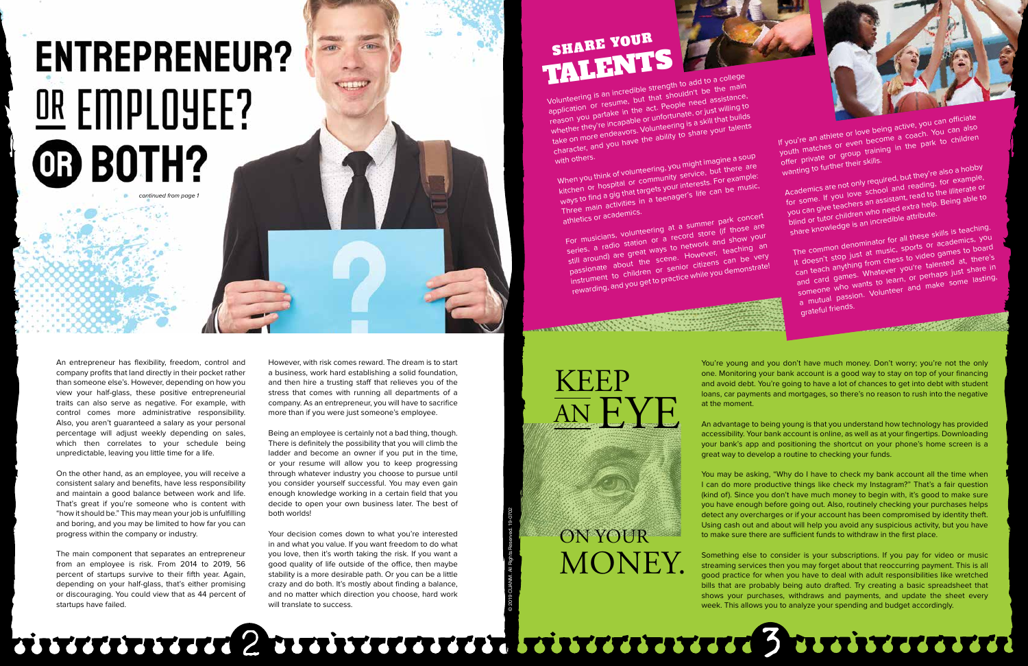# ENTREPRENEUR? OR EMPLOYEE? OR BOTH?

*continued from page 1*

An entrepreneur has flexibility, freedom, control and company profits that land directly in their pocket rather than someone else's. However, depending on how you view your half-glass, these positive entrepreneurial traits can also serve as negative. For example, with control comes more administrative responsibility. Also, you aren't guaranteed a salary as your personal percentage will adjust weekly depending on sales, which then correlates to your schedule being unpredictable, leaving you little time for a life.

On the other hand, as an employee, you will receive a consistent salary and benefits, have less responsibility and maintain a good balance between work and life. That's great if you're someone who is content with "how it should be." This may mean your job is unfulfilling and boring, and you may be limited to how far you can progress within the company or industry.

The main component that separates an entrepreneur from an employee is risk. From 2014 to 2019, 56 percent of startups survive to their fifth year. Again, depending on your half-glass, that's either promising or discouraging. You could view that as 44 percent of startups have failed.

However, with risk comes reward. The dream is to start a business, work hard establishing a solid foundation, and then hire a trusting staff that relieves you of the stress that comes with running all departments of a company. As an entrepreneur, you will have to sacrifice more than if you were just someone's employee.

Being an employee is certainly not a bad thing, though. There is definitely the possibility that you will climb the ladder and become an owner if you put in the time, or your resume will allow you to keep progressing through whatever industry you choose to pursue until you consider yourself successful. You may even gain enough knowledge working in a certain field that you decide to open your own business later. The best of both worlds!

Your decision comes down to what you're interested in and what you value. If you want freedom to do what you love, then it's worth taking the risk. If you want a good quality of life outside of the office, then maybe stability is a more desirable path. Or you can be a little crazy and do both. It's mostly about finding a balance, and no matter which direction you choose, hard work will translate to success.

# SHARE YOUR TALENTS

Volunteering is an incredible strength to add to a college application or resume, but that shouldn't be the main reason you partake in the act. People need assistance, whether they're incapable or unfortunate, or just willing to take on more endeavors. Volunteering is a skill that builds character, and you have the ability to share your talents with others.

When you think of volunteering, you might imagine a soup kitchen or hospital or community service, but there are ways to find a gig that targets your interests. For example: Three main activities in a teenager's life can be music, athletics or academics.

For musicians, volunteering at a summer park concert series, a radio station or a record store (if those are still around) are great ways to network and show your passionate about the scene. However, teaching an instrument to children or senior citizens can be very rewarding, and you get to practice while you demonstrate!

If you're an athlete or love being active, you can officiate youth matches or even become a coach. You can also offer private or group training in the park to children wanting to further their skills.

Academics are not only required, but they're also a hobby for some. If you love school and reading, for example, you can give teachers an assistant, read to the illiterate or blind or tutor children who need extra help. Being able to share knowledge is an incredible attribute.

The common denominator for all these skills is teaching. It doesn't stop just at music, sports or academics, you can teach anything from chess to video games to board and card games. Whatever you're talented at, there's someone who wants to learn, or perhaps just share in a mutual passion. Volunteer and make some lasting, grateful friends.

# KEEP AN EYE ON YOUR MONEY.

You're young and you don't have much money. Don't worry; you're not the only one. Monitoring your bank account is a good way to stay on top of your financing and avoid debt. You're going to have a lot of chances to get into debt with student loans, car payments and mortgages, so there's no reason to rush into the negative at the moment.

An advantage to being young is that you understand how technology has provided accessibility. Your bank account is online, as well as at your fingertips. Downloading your bank's app and positioning the shortcut on your phone's home screen is a great way to develop a routine to checking your funds.

You may be asking, "Why do I have to check my bank account all the time when I can do more productive things like check my Instagram?" That's a fair question (kind of). Since you don't have much money to begin with, it's good to make sure you have enough before going out. Also, routinely checking your purchases helps detect any overcharges or if your account has been compromised by identity theft. Using cash out and about will help you avoid any suspicious activity, but you have to make sure there are sufficient funds to withdraw in the first place.

Something else to consider is your subscriptions. If you pay for video or music streaming services then you may forget about that reoccurring payment. This is all good practice for when you have to deal with adult responsibilities like wretched bills that are probably being auto drafted. Try creating a basic spreadsheet that shows your purchases, withdraws and payments, and update the sheet every week. This allows you to analyze your spending and budget accordingly.

© 2019 CUANNI. All Rights Reserved. 19-0702